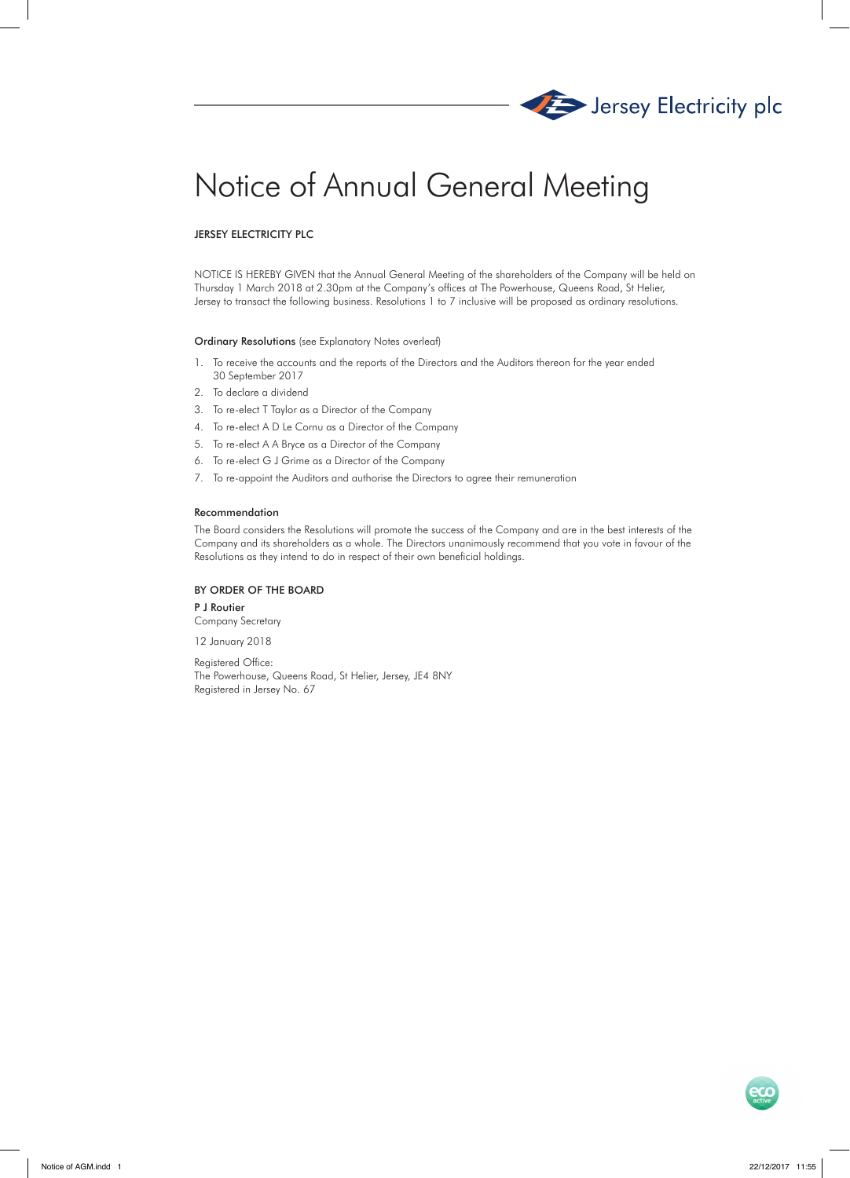Jersey Electricity plc

# Notice of Annual General Meeting

JERSEY ELECTRICITY PLC

NOTICE IS HEREBY GIVEN that the Annual General Meeting of the shareholders of the Company will be held on Thursday 1 March 2018 at 2.30pm at the Company's offices at The Powerhouse, Queens Road, St Helier, Jersey to transact the following business. Resolutions 1 to 7 inclusive will be proposed as ordinary resolutions.

**Ordinary Resolutions** (see Explanatory Notes overleaf)

1. To receive the accounts and the reports of the Directors and the Auditors thereon for the year ended 30 September 2017
2. To declare a dividend
3. To re-elect T Taylor as a Director of the Company
4. To re-elect A D Le Cornu as a Director of the Company
5. To re-elect A A Bryce as a Director of the Company
6. To re-elect G J Grime as a Director of the Company
7. To re-appoint the Auditors and authorise the Directors to agree their remuneration

**Recommendation**

The Board considers the Resolutions will promote the success of the Company and are in the best interests of the Company and its shareholders as a whole. The Directors unanimously recommend that you vote in favour of the Resolutions as they intend to do in respect of their own beneficial holdings.

BY ORDER OF THE BOARD

**P J Routier**
Company Secretary

12 January 2018

Registered Office:
The Powerhouse, Queens Road, St Helier, Jersey, JE4 8NY
Registered in Jersey No. 67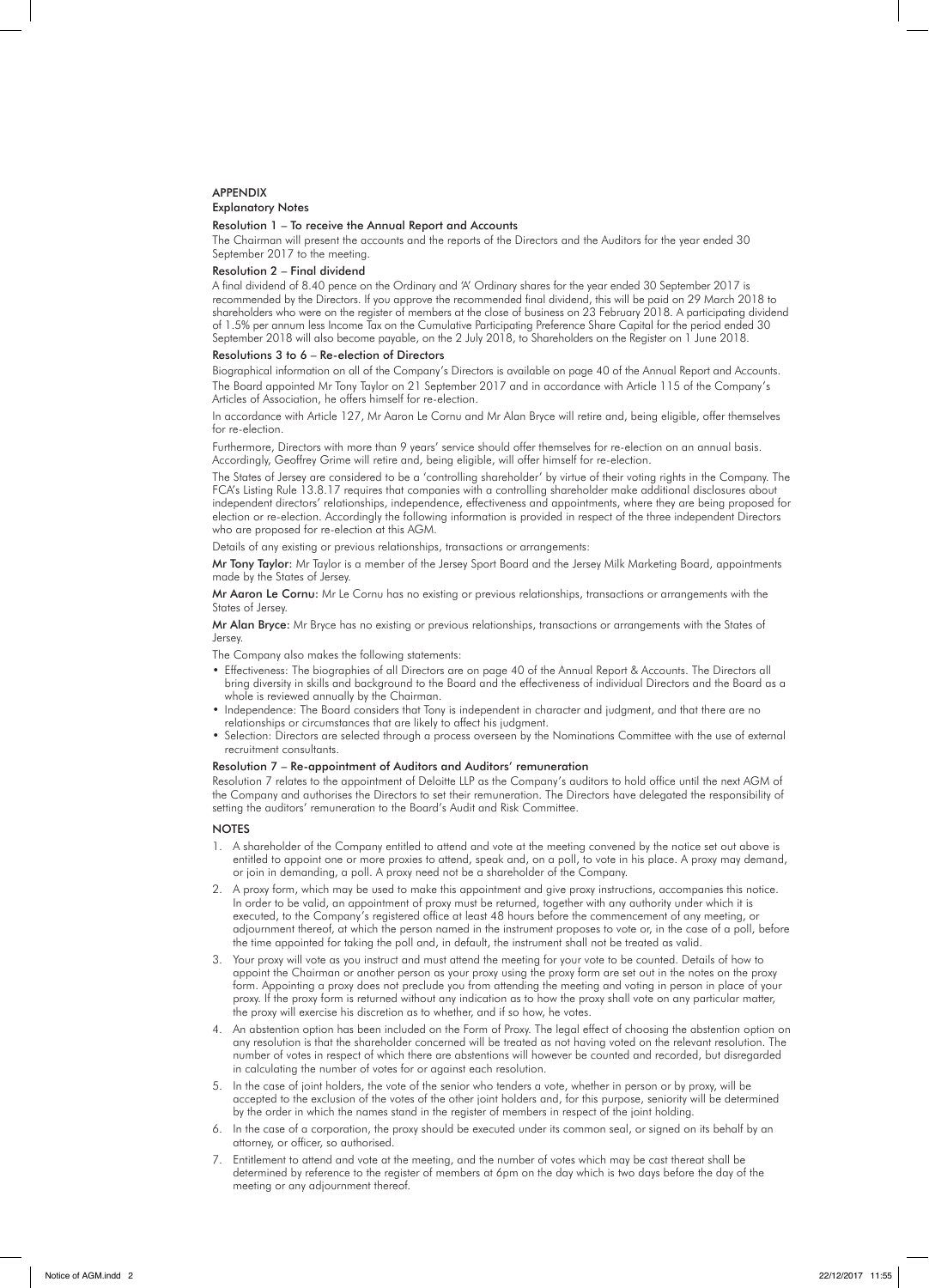# APPENDIX

## Explanatory Notes

### Resolution 1 – To receive the Annual Report and Accounts

The Chairman will present the accounts and the reports of the Directors and the Auditors for the year ended 30 September 2017 to the meeting.

### Resolution 2 – Final dividend

A final dividend of 8.40 pence on the Ordinary and 'A' Ordinary shares for the year ended 30 September 2017 is recommended by the Directors. If you approve the recommended final dividend, this will be paid on 29 March 2018 to shareholders who were on the register of members at the close of business on 23 February 2018. A participating dividend of 1.5% per annum less Income Tax on the Cumulative Participating Preference Share Capital for the period ended 30 September 2018 will also become payable, on the 2 July 2018, to Shareholders on the Register on 1 June 2018.

### Resolutions 3 to 6 – Re-election of Directors

Biographical information on all of the Company's Directors is available on page 40 of the Annual Report and Accounts. The Board appointed Mr Tony Taylor on 21 September 2017 and in accordance with Article 115 of the Company's Articles of Association, he offers himself for re-election.

In accordance with Article 127, Mr Aaron Le Cornu and Mr Alan Bryce will retire and, being eligible, offer themselves for re-election.

Furthermore, Directors with more than 9 years' service should offer themselves for re-election on an annual basis. Accordingly, Geoffrey Grime will retire and, being eligible, will offer himself for re-election.

The States of Jersey are considered to be a 'controlling shareholder' by virtue of their voting rights in the Company. The FCA's Listing Rule 13.8.17 requires that companies with a controlling shareholder make additional disclosures about independent directors' relationships, independence, effectiveness and appointments, where they are being proposed for election or re-election. Accordingly the following information is provided in respect of the three independent Directors who are proposed for re-election at this AGM.

Details of any existing or previous relationships, transactions or arrangements:

**Mr Tony Taylor:** Mr Taylor is a member of the Jersey Sport Board and the Jersey Milk Marketing Board, appointments made by the States of Jersey.

**Mr Aaron Le Cornu:** Mr Le Cornu has no existing or previous relationships, transactions or arrangements with the States of Jersey.

**Mr Alan Bryce:** Mr Bryce has no existing or previous relationships, transactions or arrangements with the States of Jersey.

The Company also makes the following statements:

- Effectiveness: The biographies of all Directors are on page 40 of the Annual Report & Accounts. The Directors all bring diversity in skills and background to the Board and the effectiveness of individual Directors and the Board as a whole is reviewed annually by the Chairman.
- Independence: The Board considers that Tony is independent in character and judgment, and that there are no relationships or circumstances that are likely to affect his judgment.
- Selection: Directors are selected through a process overseen by the Nominations Committee with the use of external recruitment consultants.

### Resolution 7 – Re-appointment of Auditors and Auditors' remuneration

Resolution 7 relates to the appointment of Deloitte LLP as the Company's auditors to hold office until the next AGM of the Company and authorises the Directors to set their remuneration. The Directors have delegated the responsibility of setting the auditors' remuneration to the Board's Audit and Risk Committee.

## NOTES

1. A shareholder of the Company entitled to attend and vote at the meeting convened by the notice set out above is entitled to appoint one or more proxies to attend, speak and, on a poll, to vote in his place. A proxy may demand, or join in demanding, a poll. A proxy need not be a shareholder of the Company.
2. A proxy form, which may be used to make this appointment and give proxy instructions, accompanies this notice. In order to be valid, an appointment of proxy must be returned, together with any authority under which it is executed, to the Company's registered office at least 48 hours before the commencement of any meeting, or adjournment thereof, at which the person named in the instrument proposes to vote or, in the case of a poll, before the time appointed for taking the poll and, in default, the instrument shall not be treated as valid.
3. Your proxy will vote as you instruct and must attend the meeting for your vote to be counted. Details of how to appoint the Chairman or another person as your proxy using the proxy form are set out in the notes on the proxy form. Appointing a proxy does not preclude you from attending the meeting and voting in person in place of your proxy. If the proxy form is returned without any indication as to how the proxy shall vote on any particular matter, the proxy will exercise his discretion as to whether, and if so how, he votes.
4. An abstention option has been included on the Form of Proxy. The legal effect of choosing the abstention option on any resolution is that the shareholder concerned will be treated as not having voted on the relevant resolution. The number of votes in respect of which there are abstentions will however be counted and recorded, but disregarded in calculating the number of votes for or against each resolution.
5. In the case of joint holders, the vote of the senior who tenders a vote, whether in person or by proxy, will be accepted to the exclusion of the votes of the other joint holders and, for this purpose, seniority will be determined by the order in which the names stand in the register of members in respect of the joint holding.
6. In the case of a corporation, the proxy should be executed under its common seal, or signed on its behalf by an attorney, or officer, so authorised.
7. Entitlement to attend and vote at the meeting, and the number of votes which may be cast thereat shall be determined by reference to the register of members at 6pm on the day which is two days before the day of the meeting or any adjournment thereof.